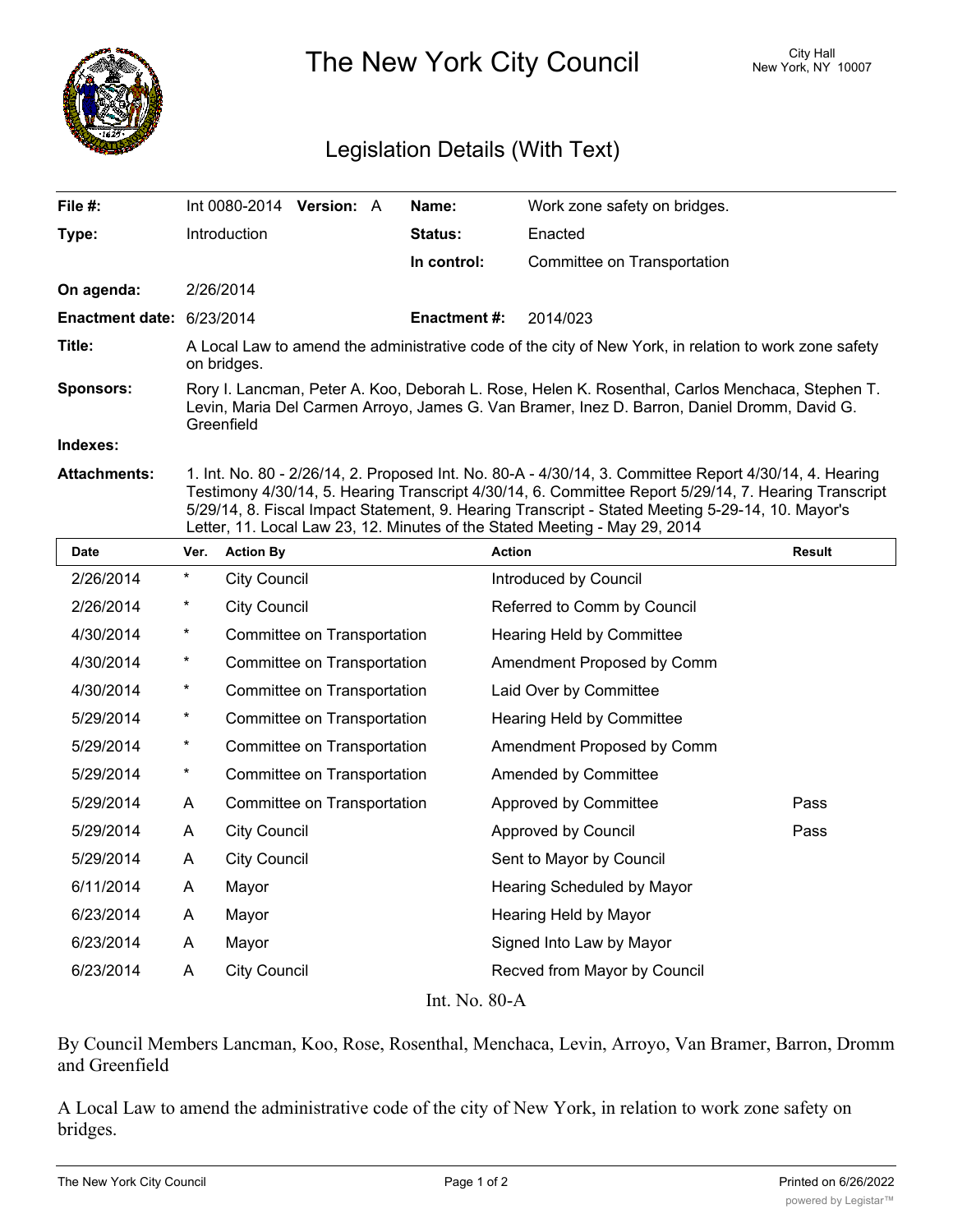# The New York City Council

City Hall
New York, NY 10007

## Legislation Details (With Text)

| | | | |
|---|---|---|---|
| **File #:** | Int 0080-2014 **Version:** A | **Name:** | Work zone safety on bridges. |
| **Type:** | Introduction | **Status:** | Enacted |
| | | **In control:** | Committee on Transportation |
| **On agenda:** | 2/26/2014 | | |
| **Enactment date:** | 6/23/2014 | **Enactment #:** | 2014/023 |

**Title:** A Local Law to amend the administrative code of the city of New York, in relation to work zone safety on bridges.

**Sponsors:** Rory I. Lancman, Peter A. Koo, Deborah L. Rose, Helen K. Rosenthal, Carlos Menchaca, Stephen T. Levin, Maria Del Carmen Arroyo, James G. Van Bramer, Inez D. Barron, Daniel Dromm, David G. Greenfield

**Indexes:**

**Attachments:** 1. Int. No. 80 - 2/26/14, 2. Proposed Int. No. 80-A - 4/30/14, 3. Committee Report 4/30/14, 4. Hearing Testimony 4/30/14, 5. Hearing Transcript 4/30/14, 6. Committee Report 5/29/14, 7. Hearing Transcript 5/29/14, 8. Fiscal Impact Statement, 9. Hearing Transcript - Stated Meeting 5-29-14, 10. Mayor's Letter, 11. Local Law 23, 12. Minutes of the Stated Meeting - May 29, 2014

| Date | Ver. | Action By | Action | Result |
|---|---|---|---|---|
| 2/26/2014 | * | City Council | Introduced by Council | |
| 2/26/2014 | * | City Council | Referred to Comm by Council | |
| 4/30/2014 | * | Committee on Transportation | Hearing Held by Committee | |
| 4/30/2014 | * | Committee on Transportation | Amendment Proposed by Comm | |
| 4/30/2014 | * | Committee on Transportation | Laid Over by Committee | |
| 5/29/2014 | * | Committee on Transportation | Hearing Held by Committee | |
| 5/29/2014 | * | Committee on Transportation | Amendment Proposed by Comm | |
| 5/29/2014 | * | Committee on Transportation | Amended by Committee | |
| 5/29/2014 | A | Committee on Transportation | Approved by Committee | Pass |
| 5/29/2014 | A | City Council | Approved by Council | Pass |
| 5/29/2014 | A | City Council | Sent to Mayor by Council | |
| 6/11/2014 | A | Mayor | Hearing Scheduled by Mayor | |
| 6/23/2014 | A | Mayor | Hearing Held by Mayor | |
| 6/23/2014 | A | Mayor | Signed Into Law by Mayor | |
| 6/23/2014 | A | City Council | Recved from Mayor by Council | |

Int. No. 80-A

By Council Members Lancman, Koo, Rose, Rosenthal, Menchaca, Levin, Arroyo, Van Bramer, Barron, Dromm and Greenfield

A Local Law to amend the administrative code of the city of New York, in relation to work zone safety on bridges.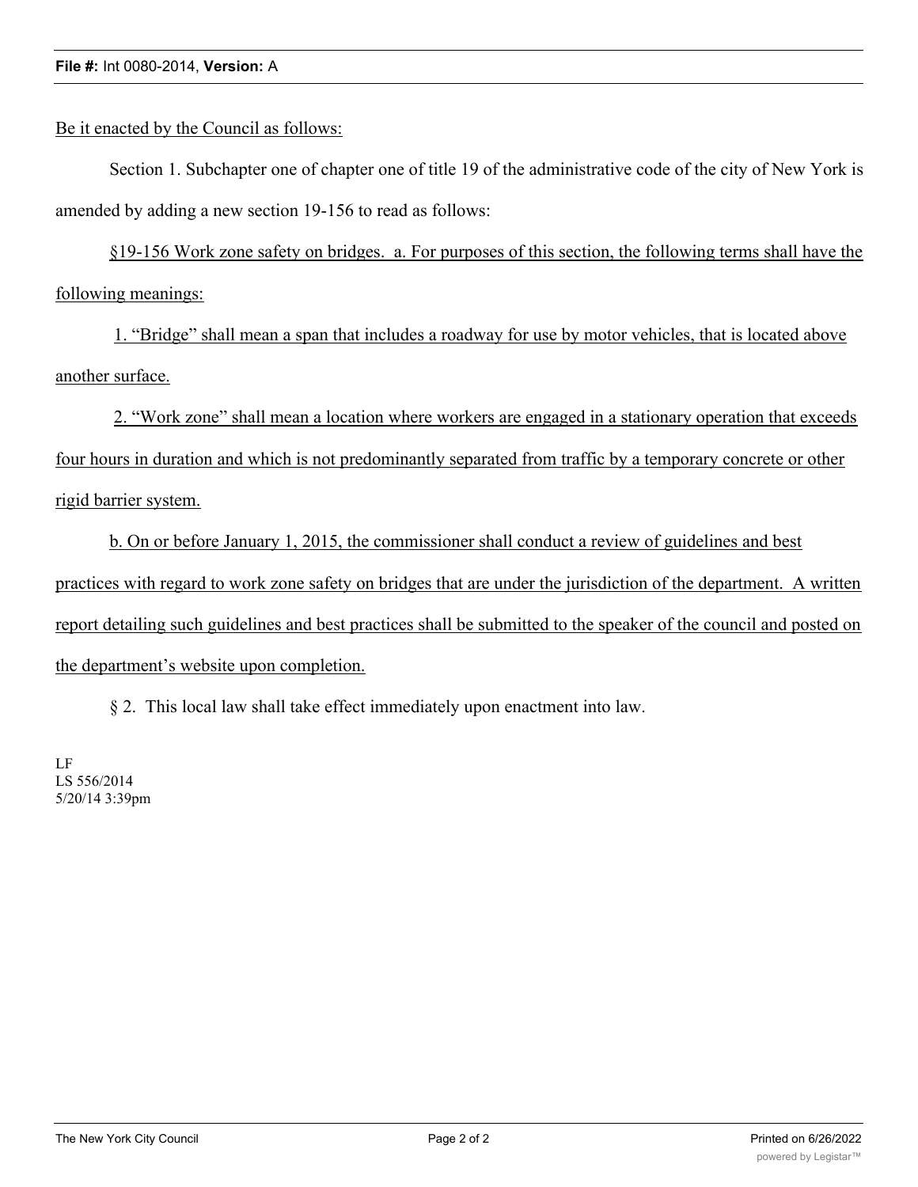Be it enacted by the Council as follows:

Section 1. Subchapter one of chapter one of title 19 of the administrative code of the city of New York is amended by adding a new section 19-156 to read as follows:

§19-156 Work zone safety on bridges. a. For purposes of this section, the following terms shall have the following meanings:

1. "Bridge" shall mean a span that includes a roadway for use by motor vehicles, that is located above another surface.

2. "Work zone" shall mean a location where workers are engaged in a stationary operation that exceeds four hours in duration and which is not predominantly separated from traffic by a temporary concrete or other rigid barrier system.

b. On or before January 1, 2015, the commissioner shall conduct a review of guidelines and best practices with regard to work zone safety on bridges that are under the jurisdiction of the department. A written report detailing such guidelines and best practices shall be submitted to the speaker of the council and posted on the department's website upon completion.

§ 2. This local law shall take effect immediately upon enactment into law.

LF
LS 556/2014
5/20/14 3:39pm